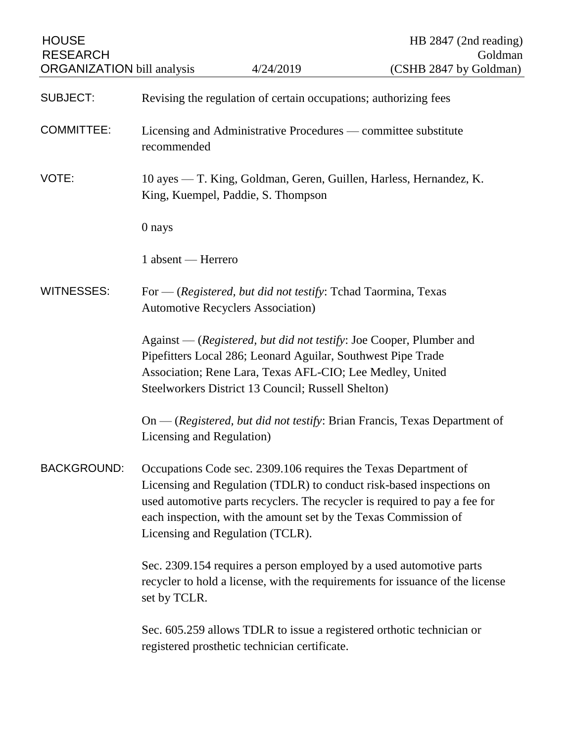HOUSE RESEARCH ORGANIZATION bill analysis — 4/24/2019 — HB 2847 (2nd reading) Goldman (CSHB 2847 by Goldman)

**SUBJECT:** Revising the regulation of certain occupations; authorizing fees

**COMMITTEE:** Licensing and Administrative Procedures — committee substitute recommended

**VOTE:** 10 ayes — T. King, Goldman, Geren, Guillen, Harless, Hernandez, K. King, Kuempel, Paddie, S. Thompson

0 nays

1 absent — Herrero

**WITNESSES:** For — (*Registered, but did not testify*: Tchad Taormina, Texas Automotive Recyclers Association)

Against — (*Registered, but did not testify*: Joe Cooper, Plumber and Pipefitters Local 286; Leonard Aguilar, Southwest Pipe Trade Association; Rene Lara, Texas AFL-CIO; Lee Medley, United Steelworkers District 13 Council; Russell Shelton)

On — (*Registered, but did not testify*: Brian Francis, Texas Department of Licensing and Regulation)

**BACKGROUND:** Occupations Code sec. 2309.106 requires the Texas Department of Licensing and Regulation (TDLR) to conduct risk-based inspections on used automotive parts recyclers. The recycler is required to pay a fee for each inspection, with the amount set by the Texas Commission of Licensing and Regulation (TCLR).

Sec. 2309.154 requires a person employed by a used automotive parts recycler to hold a license, with the requirements for issuance of the license set by TCLR.

Sec. 605.259 allows TDLR to issue a registered orthotic technician or registered prosthetic technician certificate.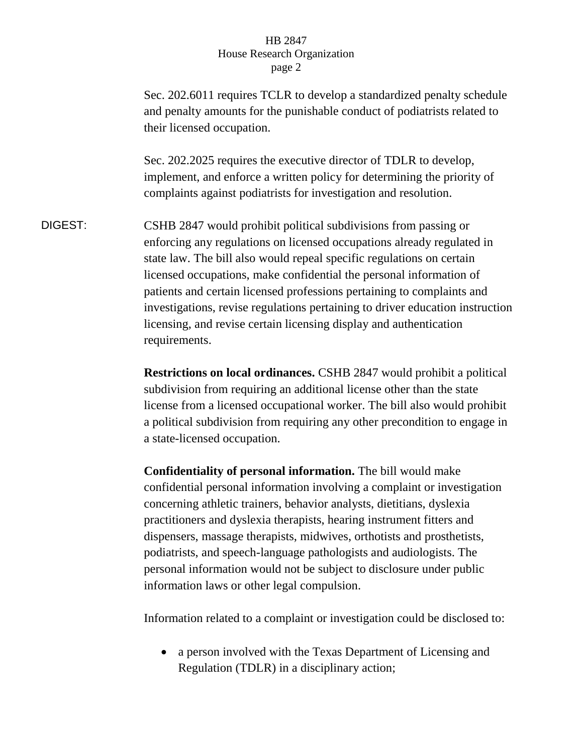Sec. 202.6011 requires TCLR to develop a standardized penalty schedule and penalty amounts for the punishable conduct of podiatrists related to their licensed occupation.

Sec. 202.2025 requires the executive director of TDLR to develop, implement, and enforce a written policy for determining the priority of complaints against podiatrists for investigation and resolution.

DIGEST: CSHB 2847 would prohibit political subdivisions from passing or enforcing any regulations on licensed occupations already regulated in state law. The bill also would repeal specific regulations on certain licensed occupations, make confidential the personal information of patients and certain licensed professions pertaining to complaints and investigations, revise regulations pertaining to driver education instruction licensing, and revise certain licensing display and authentication requirements.

**Restrictions on local ordinances.** CSHB 2847 would prohibit a political subdivision from requiring an additional license other than the state license from a licensed occupational worker. The bill also would prohibit a political subdivision from requiring any other precondition to engage in a state-licensed occupation.

**Confidentiality of personal information.** The bill would make confidential personal information involving a complaint or investigation concerning athletic trainers, behavior analysts, dietitians, dyslexia practitioners and dyslexia therapists, hearing instrument fitters and dispensers, massage therapists, midwives, orthotists and prosthetists, podiatrists, and speech-language pathologists and audiologists. The personal information would not be subject to disclosure under public information laws or other legal compulsion.

Information related to a complaint or investigation could be disclosed to:

- a person involved with the Texas Department of Licensing and Regulation (TDLR) in a disciplinary action;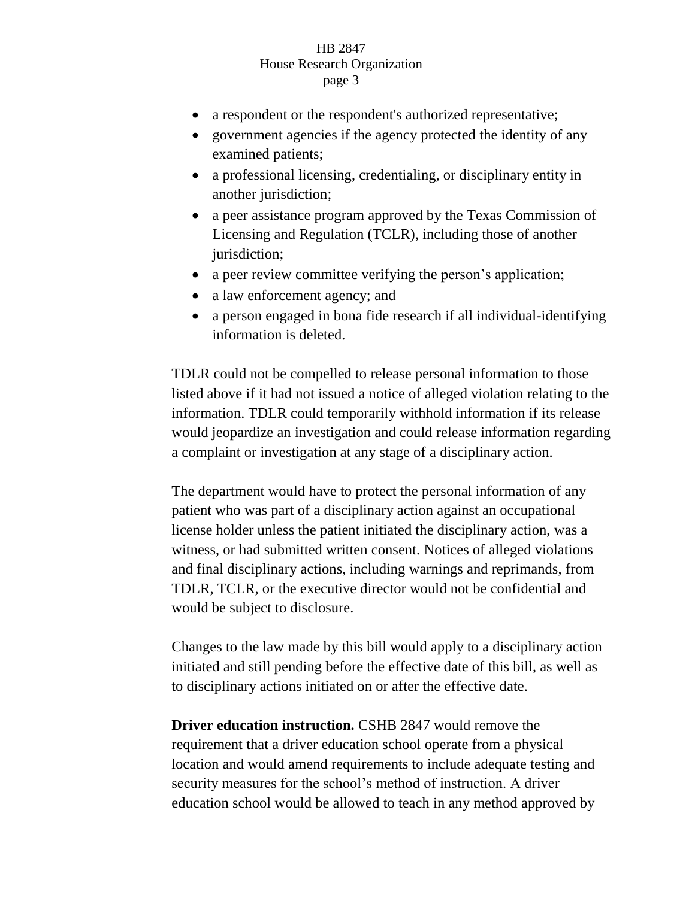- a respondent or the respondent's authorized representative;
- government agencies if the agency protected the identity of any examined patients;
- a professional licensing, credentialing, or disciplinary entity in another jurisdiction;
- a peer assistance program approved by the Texas Commission of Licensing and Regulation (TCLR), including those of another jurisdiction;
- a peer review committee verifying the person's application;
- a law enforcement agency; and
- a person engaged in bona fide research if all individual-identifying information is deleted.

TDLR could not be compelled to release personal information to those listed above if it had not issued a notice of alleged violation relating to the information. TDLR could temporarily withhold information if its release would jeopardize an investigation and could release information regarding a complaint or investigation at any stage of a disciplinary action.

The department would have to protect the personal information of any patient who was part of a disciplinary action against an occupational license holder unless the patient initiated the disciplinary action, was a witness, or had submitted written consent. Notices of alleged violations and final disciplinary actions, including warnings and reprimands, from TDLR, TCLR, or the executive director would not be confidential and would be subject to disclosure.

Changes to the law made by this bill would apply to a disciplinary action initiated and still pending before the effective date of this bill, as well as to disciplinary actions initiated on or after the effective date.

**Driver education instruction.** CSHB 2847 would remove the requirement that a driver education school operate from a physical location and would amend requirements to include adequate testing and security measures for the school's method of instruction. A driver education school would be allowed to teach in any method approved by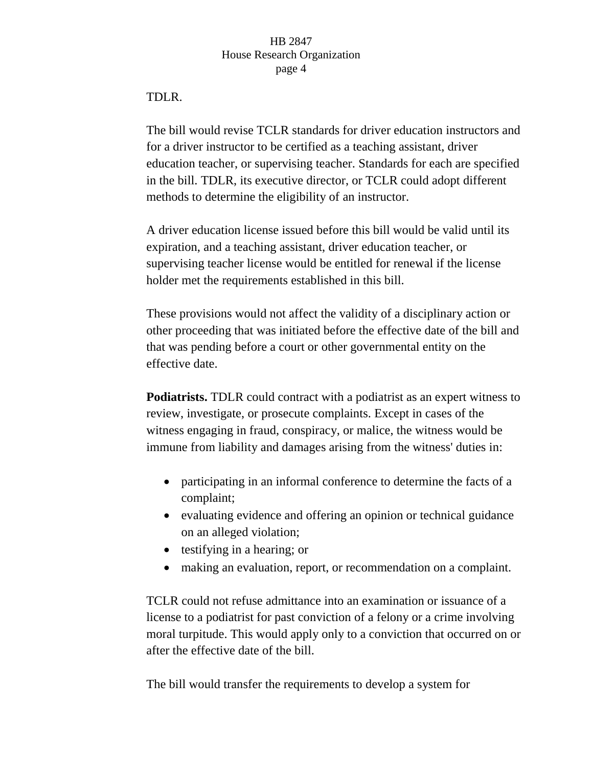TDLR.

The bill would revise TCLR standards for driver education instructors and for a driver instructor to be certified as a teaching assistant, driver education teacher, or supervising teacher. Standards for each are specified in the bill. TDLR, its executive director, or TCLR could adopt different methods to determine the eligibility of an instructor.

A driver education license issued before this bill would be valid until its expiration, and a teaching assistant, driver education teacher, or supervising teacher license would be entitled for renewal if the license holder met the requirements established in this bill.

These provisions would not affect the validity of a disciplinary action or other proceeding that was initiated before the effective date of the bill and that was pending before a court or other governmental entity on the effective date.

**Podiatrists.** TDLR could contract with a podiatrist as an expert witness to review, investigate, or prosecute complaints. Except in cases of the witness engaging in fraud, conspiracy, or malice, the witness would be immune from liability and damages arising from the witness' duties in:

- participating in an informal conference to determine the facts of a complaint;
- evaluating evidence and offering an opinion or technical guidance on an alleged violation;
- testifying in a hearing; or
- making an evaluation, report, or recommendation on a complaint.

TCLR could not refuse admittance into an examination or issuance of a license to a podiatrist for past conviction of a felony or a crime involving moral turpitude. This would apply only to a conviction that occurred on or after the effective date of the bill.

The bill would transfer the requirements to develop a system for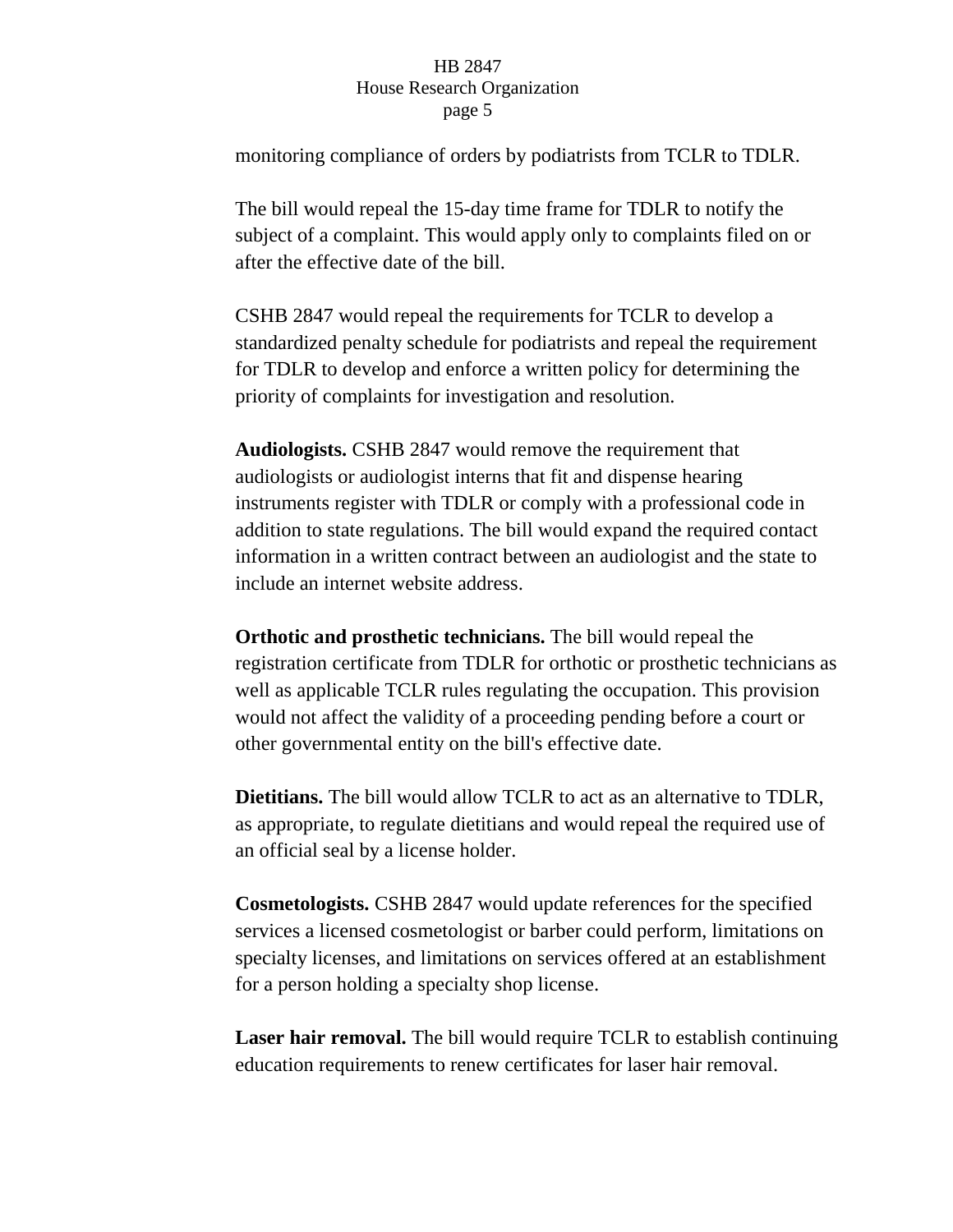monitoring compliance of orders by podiatrists from TCLR to TDLR.

The bill would repeal the 15-day time frame for TDLR to notify the subject of a complaint. This would apply only to complaints filed on or after the effective date of the bill.

CSHB 2847 would repeal the requirements for TCLR to develop a standardized penalty schedule for podiatrists and repeal the requirement for TDLR to develop and enforce a written policy for determining the priority of complaints for investigation and resolution.

**Audiologists.** CSHB 2847 would remove the requirement that audiologists or audiologist interns that fit and dispense hearing instruments register with TDLR or comply with a professional code in addition to state regulations. The bill would expand the required contact information in a written contract between an audiologist and the state to include an internet website address.

**Orthotic and prosthetic technicians.** The bill would repeal the registration certificate from TDLR for orthotic or prosthetic technicians as well as applicable TCLR rules regulating the occupation. This provision would not affect the validity of a proceeding pending before a court or other governmental entity on the bill's effective date.

**Dietitians.** The bill would allow TCLR to act as an alternative to TDLR, as appropriate, to regulate dietitians and would repeal the required use of an official seal by a license holder.

**Cosmetologists.** CSHB 2847 would update references for the specified services a licensed cosmetologist or barber could perform, limitations on specialty licenses, and limitations on services offered at an establishment for a person holding a specialty shop license.

**Laser hair removal.** The bill would require TCLR to establish continuing education requirements to renew certificates for laser hair removal.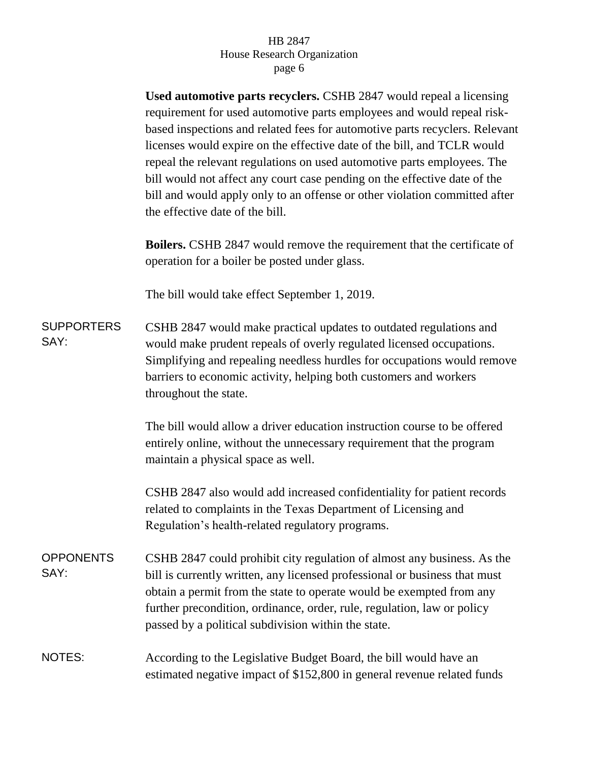**Used automotive parts recyclers.** CSHB 2847 would repeal a licensing requirement for used automotive parts employees and would repeal risk-based inspections and related fees for automotive parts recyclers. Relevant licenses would expire on the effective date of the bill, and TCLR would repeal the relevant regulations on used automotive parts employees. The bill would not affect any court case pending on the effective date of the bill and would apply only to an offense or other violation committed after the effective date of the bill.

**Boilers.** CSHB 2847 would remove the requirement that the certificate of operation for a boiler be posted under glass.

The bill would take effect September 1, 2019.

SUPPORTERS SAY:

CSHB 2847 would make practical updates to outdated regulations and would make prudent repeals of overly regulated licensed occupations. Simplifying and repealing needless hurdles for occupations would remove barriers to economic activity, helping both customers and workers throughout the state.

The bill would allow a driver education instruction course to be offered entirely online, without the unnecessary requirement that the program maintain a physical space as well.

CSHB 2847 also would add increased confidentiality for patient records related to complaints in the Texas Department of Licensing and Regulation's health-related regulatory programs.

OPPONENTS SAY:

CSHB 2847 could prohibit city regulation of almost any business. As the bill is currently written, any licensed professional or business that must obtain a permit from the state to operate would be exempted from any further precondition, ordinance, order, rule, regulation, law or policy passed by a political subdivision within the state.

NOTES:

According to the Legislative Budget Board, the bill would have an estimated negative impact of $152,800 in general revenue related funds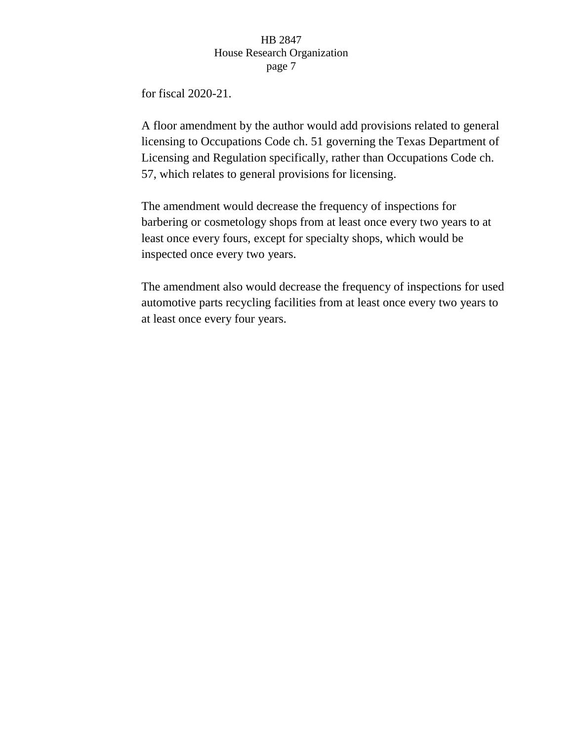for fiscal 2020-21.

A floor amendment by the author would add provisions related to general licensing to Occupations Code ch. 51 governing the Texas Department of Licensing and Regulation specifically, rather than Occupations Code ch. 57, which relates to general provisions for licensing.

The amendment would decrease the frequency of inspections for barbering or cosmetology shops from at least once every two years to at least once every fours, except for specialty shops, which would be inspected once every two years.

The amendment also would decrease the frequency of inspections for used automotive parts recycling facilities from at least once every two years to at least once every four years.